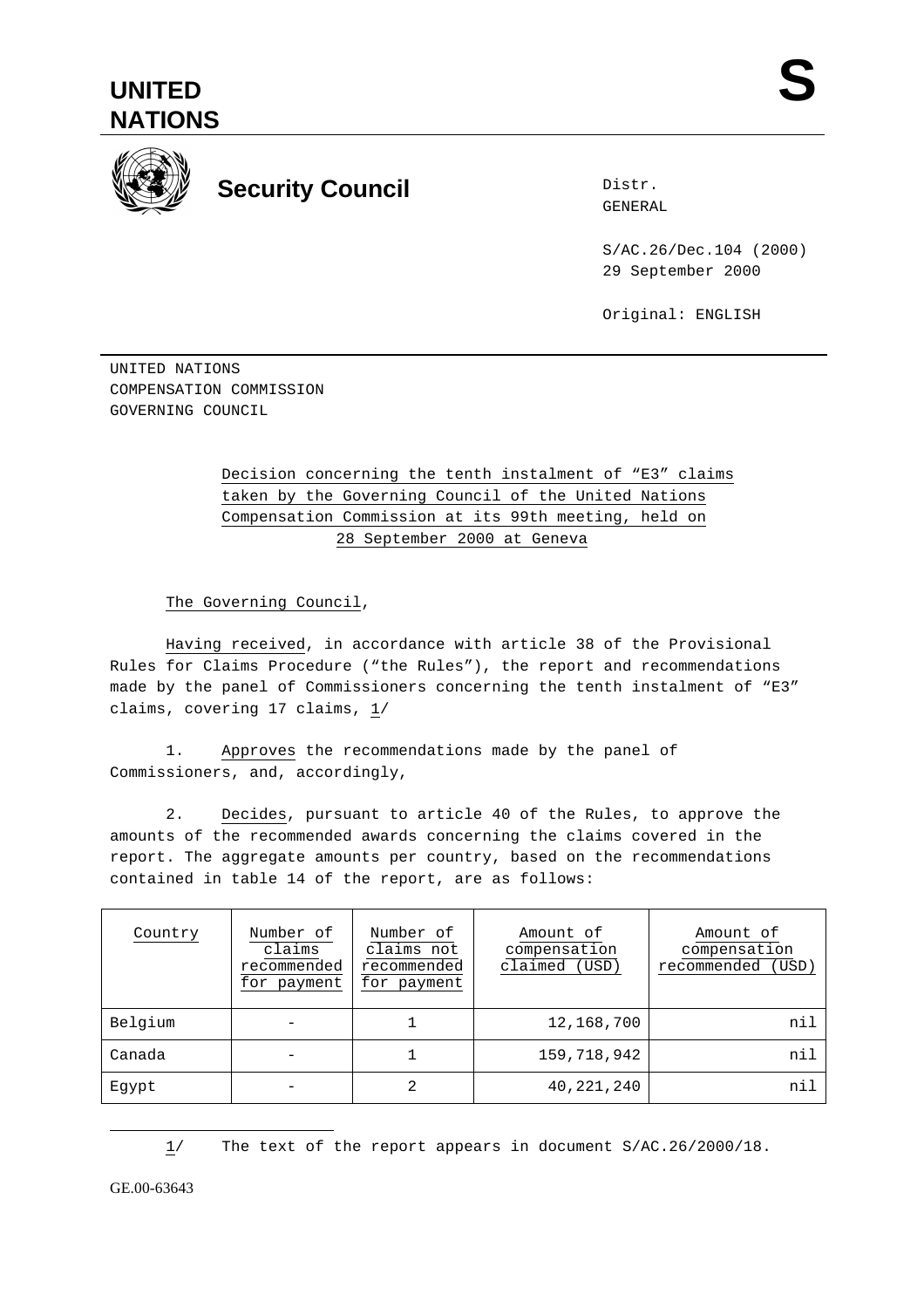# UNITED NATIONS

# S

## Security Council

Distr.
GENERAL

S/AC.26/Dec.104 (2000)
29 September 2000

Original: ENGLISH

UNITED NATIONS
COMPENSATION COMMISSION
GOVERNING COUNCIL

Decision concerning the tenth instalment of "E3" claims taken by the Governing Council of the United Nations Compensation Commission at its 99th meeting, held on 28 September 2000 at Geneva

The Governing Council,

Having received, in accordance with article 38 of the Provisional Rules for Claims Procedure ("the Rules"), the report and recommendations made by the panel of Commissioners concerning the tenth instalment of "E3" claims, covering 17 claims, [1]

1. Approves the recommendations made by the panel of Commissioners, and, accordingly,

2. Decides, pursuant to article 40 of the Rules, to approve the amounts of the recommended awards concerning the claims covered in the report. The aggregate amounts per country, based on the recommendations contained in table 14 of the report, are as follows:

| Country | Number of claims recommended for payment | Number of claims not recommended for payment | Amount of compensation claimed (USD) | Amount of compensation recommended (USD) |
|---|---|---|---|---|
| Belgium | - | 1 | 12,168,700 | nil |
| Canada | - | 1 | 159,718,942 | nil |
| Egypt | - | 2 | 40,221,240 | nil |

[1] The text of the report appears in document S/AC.26/2000/18.

GE.00-63643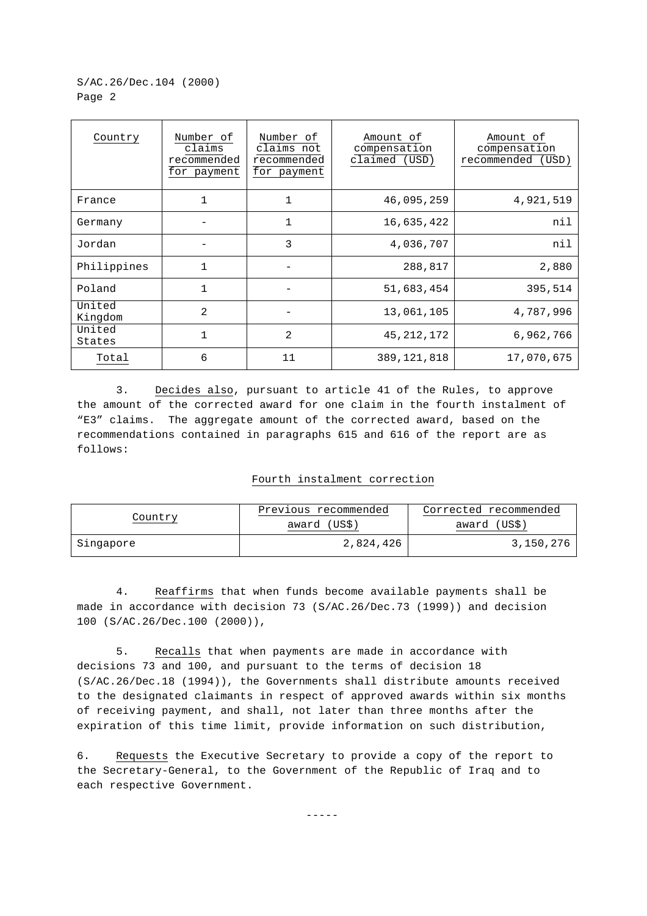| Country | Number of claims recommended for payment | Number of claims not recommended for payment | Amount of compensation claimed (USD) | Amount of compensation recommended (USD) |
|---|---|---|---|---|
| France | 1 | 1 | 46,095,259 | 4,921,519 |
| Germany | - | 1 | 16,635,422 | nil |
| Jordan | - | 3 | 4,036,707 | nil |
| Philippines | 1 | - | 288,817 | 2,880 |
| Poland | 1 | - | 51,683,454 | 395,514 |
| United Kingdom | 2 | - | 13,061,105 | 4,787,996 |
| United States | 1 | 2 | 45,212,172 | 6,962,766 |
| Total | 6 | 11 | 389,121,818 | 17,070,675 |

3. Decides also, pursuant to article 41 of the Rules, to approve the amount of the corrected award for one claim in the fourth instalment of "E3" claims. The aggregate amount of the corrected award, based on the recommendations contained in paragraphs 615 and 616 of the report are as follows:

Fourth instalment correction

| Country | Previous recommended award (US$) | Corrected recommended award (US$) |
|---|---|---|
| Singapore | 2,824,426 | 3,150,276 |

4. Reaffirms that when funds become available payments shall be made in accordance with decision 73 (S/AC.26/Dec.73 (1999)) and decision 100 (S/AC.26/Dec.100 (2000)),

5. Recalls that when payments are made in accordance with decisions 73 and 100, and pursuant to the terms of decision 18 (S/AC.26/Dec.18 (1994)), the Governments shall distribute amounts received to the designated claimants in respect of approved awards within six months of receiving payment, and shall, not later than three months after the expiration of this time limit, provide information on such distribution,

6. Requests the Executive Secretary to provide a copy of the report to the Secretary-General, to the Government of the Republic of Iraq and to each respective Government.

-----